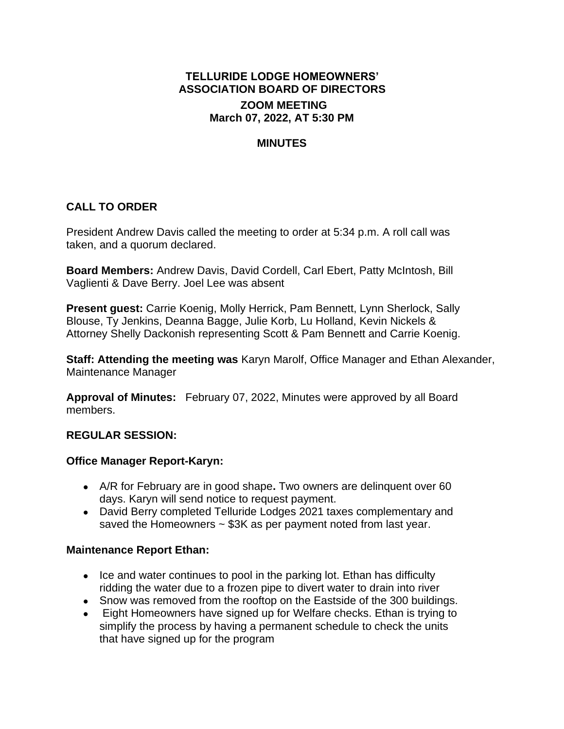# TELLURIDE LODGE HOMEOWNERS' ASSOCIATION BOARD OF DIRECTORS

## ZOOM MEETING
## March 07, 2022, AT 5:30 PM

## MINUTES

### CALL TO ORDER

President Andrew Davis called the meeting to order at 5:34 p.m. A roll call was taken, and a quorum declared.

**Board Members:** Andrew Davis, David Cordell, Carl Ebert, Patty McIntosh, Bill Vaglienti & Dave Berry. Joel Lee was absent

**Present guest:** Carrie Koenig, Molly Herrick, Pam Bennett, Lynn Sherlock, Sally Blouse, Ty Jenkins, Deanna Bagge, Julie Korb, Lu Holland, Kevin Nickels & Attorney Shelly Dackonish representing Scott & Pam Bennett and Carrie Koenig.

**Staff: Attending the meeting was** Karyn Marolf, Office Manager and Ethan Alexander, Maintenance Manager

**Approval of Minutes:** February 07, 2022, Minutes were approved by all Board members.

### REGULAR SESSION:

**Office Manager Report-Karyn:**

- A/R for February are in good shape**.** Two owners are delinquent over 60 days. Karyn will send notice to request payment.
- David Berry completed Telluride Lodges 2021 taxes complementary and saved the Homeowners ~ $3K as per payment noted from last year.

**Maintenance Report Ethan:**

- Ice and water continues to pool in the parking lot. Ethan has difficulty ridding the water due to a frozen pipe to divert water to drain into river
- Snow was removed from the rooftop on the Eastside of the 300 buildings.
- Eight Homeowners have signed up for Welfare checks. Ethan is trying to simplify the process by having a permanent schedule to check the units that have signed up for the program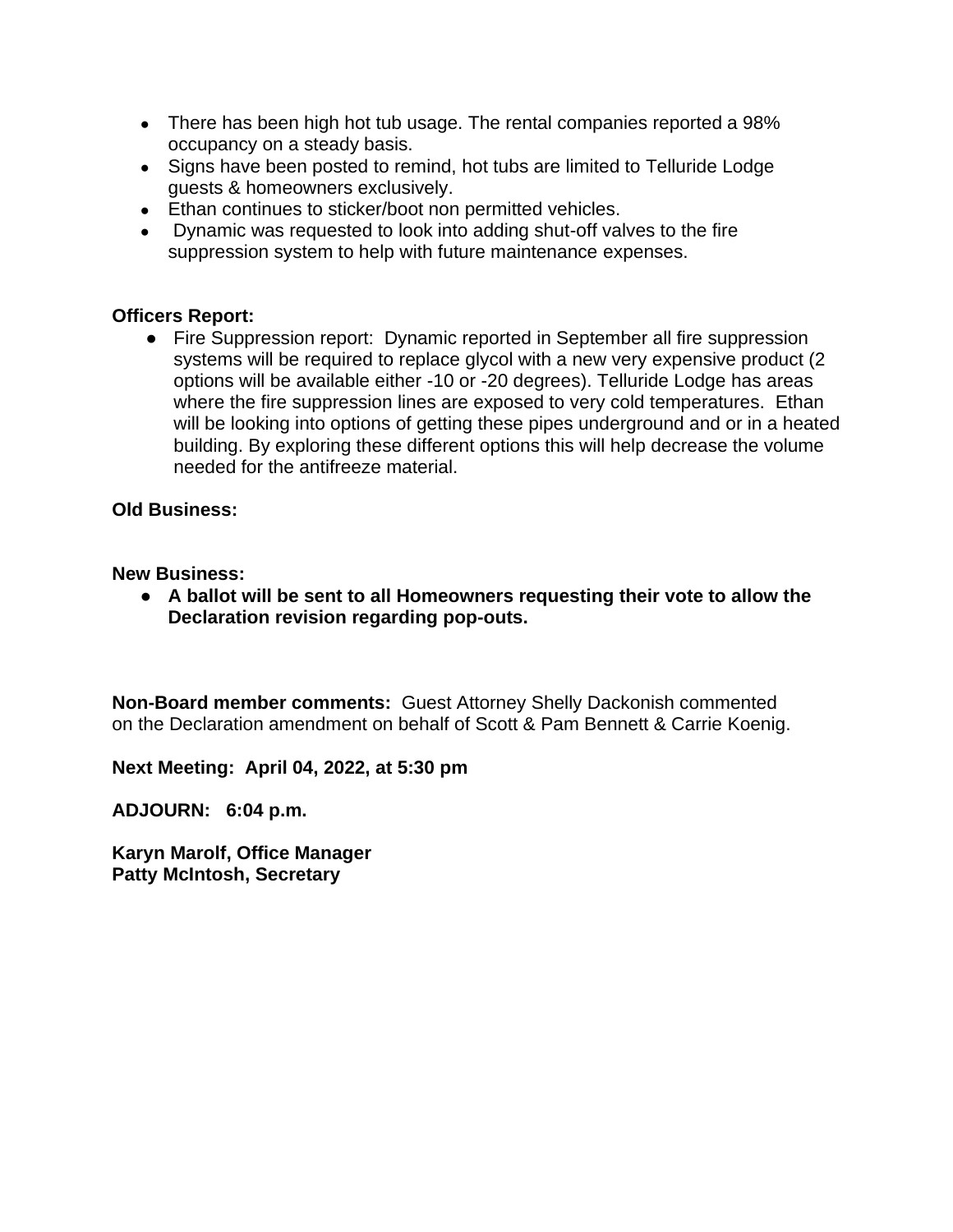- There has been high hot tub usage. The rental companies reported a 98% occupancy on a steady basis.
- Signs have been posted to remind, hot tubs are limited to Telluride Lodge guests & homeowners exclusively.
- Ethan continues to sticker/boot non permitted vehicles.
- Dynamic was requested to look into adding shut-off valves to the fire suppression system to help with future maintenance expenses.

**Officers Report:**

- Fire Suppression report: Dynamic reported in September all fire suppression systems will be required to replace glycol with a new very expensive product (2 options will be available either -10 or -20 degrees). Telluride Lodge has areas where the fire suppression lines are exposed to very cold temperatures. Ethan will be looking into options of getting these pipes underground and or in a heated building. By exploring these different options this will help decrease the volume needed for the antifreeze material.

**Old Business:**

**New Business:**

- **A ballot will be sent to all Homeowners requesting their vote to allow the Declaration revision regarding pop-outs.**

**Non-Board member comments:** Guest Attorney Shelly Dackonish commented on the Declaration amendment on behalf of Scott & Pam Bennett & Carrie Koenig.

**Next Meeting: April 04, 2022, at 5:30 pm**

**ADJOURN: 6:04 p.m.**

**Karyn Marolf, Office Manager**
**Patty McIntosh, Secretary**